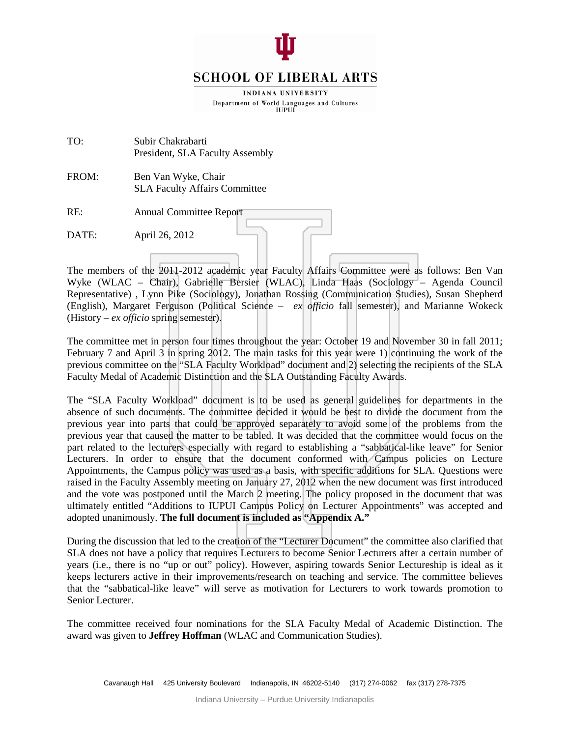# SCHOOL OF LIBERAL ARTS

INDIANA UNIVERSITY

Department of World Languages and Cultures
IUPUI

TO: Subir Chakrabarti
President, SLA Faculty Assembly

FROM: Ben Van Wyke, Chair
SLA Faculty Affairs Committee

RE: Annual Committee Report

DATE: April 26, 2012

The members of the 2011-2012 academic year Faculty Affairs Committee were as follows: Ben Van Wyke (WLAC – Chair), Gabrielle Bersier (WLAC), Linda Haas (Sociology – Agenda Council Representative) , Lynn Pike (Sociology), Jonathan Rossing (Communication Studies), Susan Shepherd (English), Margaret Ferguson (Political Science – *ex officio* fall semester), and Marianne Wokeck (History – *ex officio* spring semester).

The committee met in person four times throughout the year: October 19 and November 30 in fall 2011; February 7 and April 3 in spring 2012. The main tasks for this year were 1) continuing the work of the previous committee on the "SLA Faculty Workload" document and 2) selecting the recipients of the SLA Faculty Medal of Academic Distinction and the SLA Outstanding Faculty Awards.

The "SLA Faculty Workload" document is to be used as general guidelines for departments in the absence of such documents. The committee decided it would be best to divide the document from the previous year into parts that could be approved separately to avoid some of the problems from the previous year that caused the matter to be tabled. It was decided that the committee would focus on the part related to the lecturers especially with regard to establishing a "sabbatical-like leave" for Senior Lecturers. In order to ensure that the document conformed with Campus policies on Lecture Appointments, the Campus policy was used as a basis, with specific additions for SLA. Questions were raised in the Faculty Assembly meeting on January 27, 2012 when the new document was first introduced and the vote was postponed until the March 2 meeting. The policy proposed in the document that was ultimately entitled "Additions to IUPUI Campus Policy on Lecturer Appointments" was accepted and adopted unanimously. **The full document is included as "Appendix A."**

During the discussion that led to the creation of the "Lecturer Document" the committee also clarified that SLA does not have a policy that requires Lecturers to become Senior Lecturers after a certain number of years (i.e., there is no "up or out" policy). However, aspiring towards Senior Lectureship is ideal as it keeps lecturers active in their improvements/research on teaching and service. The committee believes that the "sabbatical-like leave" will serve as motivation for Lecturers to work towards promotion to Senior Lecturer.

The committee received four nominations for the SLA Faculty Medal of Academic Distinction. The award was given to **Jeffrey Hoffman** (WLAC and Communication Studies).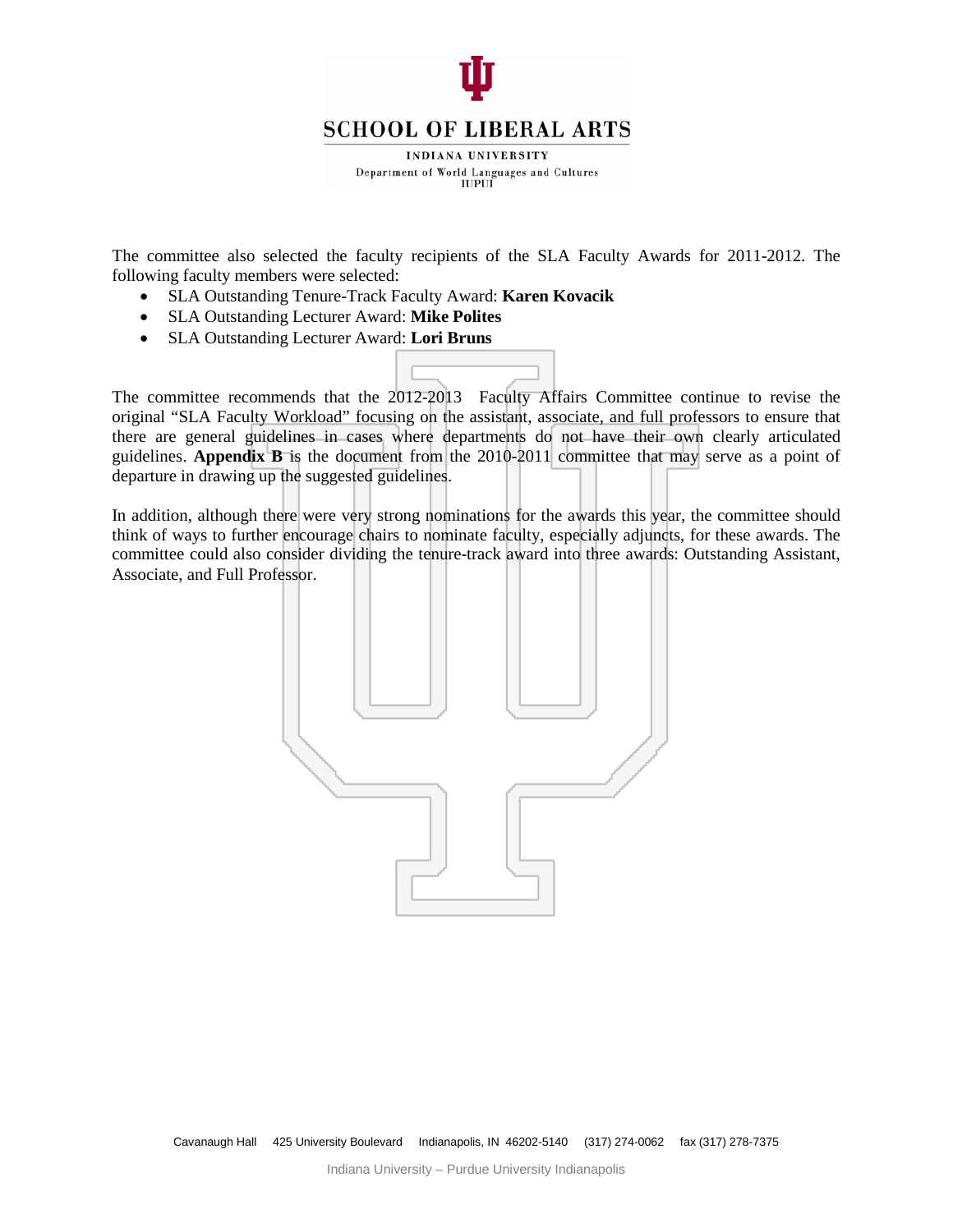The committee also selected the faculty recipients of the SLA Faculty Awards for 2011-2012. The following faculty members were selected:

- SLA Outstanding Tenure-Track Faculty Award: **Karen Kovacik**
- SLA Outstanding Lecturer Award: **Mike Polites**
- SLA Outstanding Lecturer Award: **Lori Bruns**

The committee recommends that the 2012-2013 Faculty Affairs Committee continue to revise the original "SLA Faculty Workload" focusing on the assistant, associate, and full professors to ensure that there are general guidelines in cases where departments do not have their own clearly articulated guidelines. **Appendix B** is the document from the 2010-2011 committee that may serve as a point of departure in drawing up the suggested guidelines.

In addition, although there were very strong nominations for the awards this year, the committee should think of ways to further encourage chairs to nominate faculty, especially adjuncts, for these awards. The committee could also consider dividing the tenure-track award into three awards: Outstanding Assistant, Associate, and Full Professor.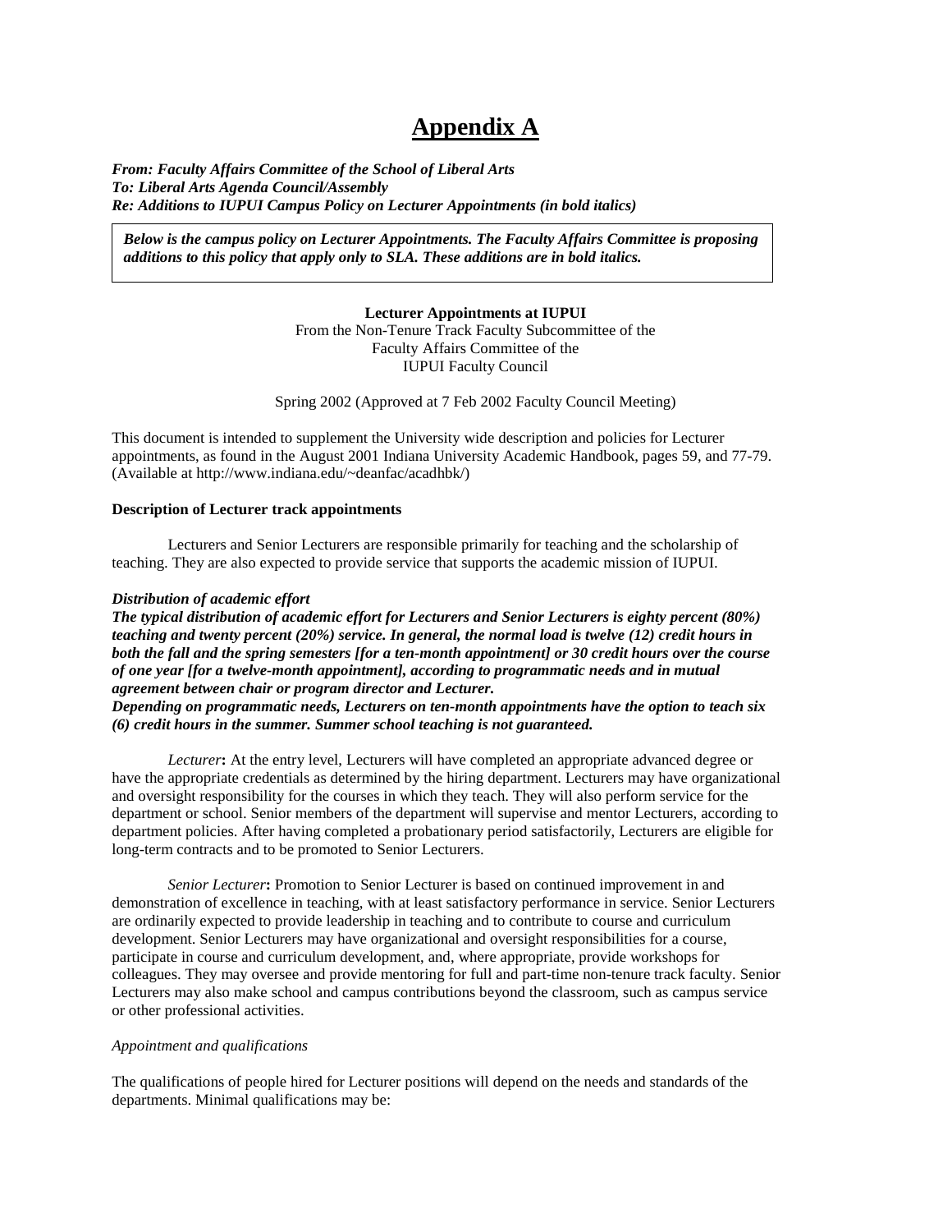# Appendix A

***From: Faculty Affairs Committee of the School of Liberal Arts***
***To: Liberal Arts Agenda Council/Assembly***
***Re: Additions to IUPUI Campus Policy on Lecturer Appointments (in bold italics)***

> ***Below is the campus policy on Lecturer Appointments. The Faculty Affairs Committee is proposing additions to this policy that apply only to SLA. These additions are in bold italics.***

**Lecturer Appointments at IUPUI**
From the Non-Tenure Track Faculty Subcommittee of the
Faculty Affairs Committee of the
IUPUI Faculty Council

Spring 2002 (Approved at 7 Feb 2002 Faculty Council Meeting)

This document is intended to supplement the University wide description and policies for Lecturer appointments, as found in the August 2001 Indiana University Academic Handbook, pages 59, and 77-79. (Available at http://www.indiana.edu/~deanfac/acadhbk/)

**Description of Lecturer track appointments**

Lecturers and Senior Lecturers are responsible primarily for teaching and the scholarship of teaching. They are also expected to provide service that supports the academic mission of IUPUI.

***Distribution of academic effort***
***The typical distribution of academic effort for Lecturers and Senior Lecturers is eighty percent (80%) teaching and twenty percent (20%) service. In general, the normal load is twelve (12) credit hours in both the fall and the spring semesters [for a ten-month appointment] or 30 credit hours over the course of one year [for a twelve-month appointment], according to programmatic needs and in mutual agreement between chair or program director and Lecturer.***
***Depending on programmatic needs, Lecturers on ten-month appointments have the option to teach six (6) credit hours in the summer. Summer school teaching is not guaranteed.***

*Lecturer*: At the entry level, Lecturers will have completed an appropriate advanced degree or have the appropriate credentials as determined by the hiring department. Lecturers may have organizational and oversight responsibility for the courses in which they teach. They will also perform service for the department or school. Senior members of the department will supervise and mentor Lecturers, according to department policies. After having completed a probationary period satisfactorily, Lecturers are eligible for long-term contracts and to be promoted to Senior Lecturers.

*Senior Lecturer*: Promotion to Senior Lecturer is based on continued improvement in and demonstration of excellence in teaching, with at least satisfactory performance in service. Senior Lecturers are ordinarily expected to provide leadership in teaching and to contribute to course and curriculum development. Senior Lecturers may have organizational and oversight responsibilities for a course, participate in course and curriculum development, and, where appropriate, provide workshops for colleagues. They may oversee and provide mentoring for full and part-time non-tenure track faculty. Senior Lecturers may also make school and campus contributions beyond the classroom, such as campus service or other professional activities.

*Appointment and qualifications*

The qualifications of people hired for Lecturer positions will depend on the needs and standards of the departments. Minimal qualifications may be: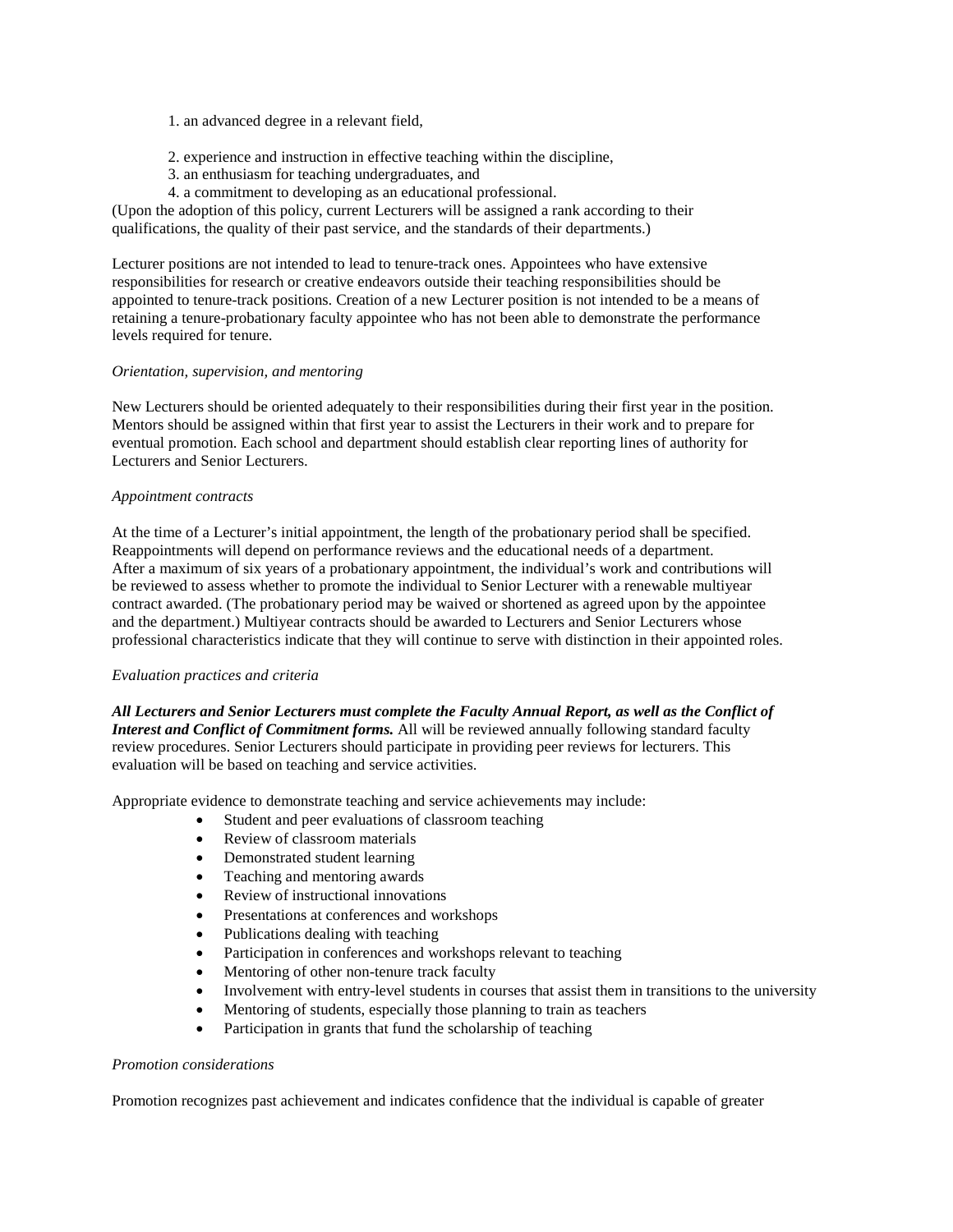1. an advanced degree in a relevant field,
2. experience and instruction in effective teaching within the discipline,
3. an enthusiasm for teaching undergraduates, and
4. a commitment to developing as an educational professional.

(Upon the adoption of this policy, current Lecturers will be assigned a rank according to their qualifications, the quality of their past service, and the standards of their departments.)

Lecturer positions are not intended to lead to tenure-track ones. Appointees who have extensive responsibilities for research or creative endeavors outside their teaching responsibilities should be appointed to tenure-track positions. Creation of a new Lecturer position is not intended to be a means of retaining a tenure-probationary faculty appointee who has not been able to demonstrate the performance levels required for tenure.

*Orientation, supervision, and mentoring*

New Lecturers should be oriented adequately to their responsibilities during their first year in the position. Mentors should be assigned within that first year to assist the Lecturers in their work and to prepare for eventual promotion. Each school and department should establish clear reporting lines of authority for Lecturers and Senior Lecturers.

*Appointment contracts*

At the time of a Lecturer's initial appointment, the length of the probationary period shall be specified. Reappointments will depend on performance reviews and the educational needs of a department. After a maximum of six years of a probationary appointment, the individual's work and contributions will be reviewed to assess whether to promote the individual to Senior Lecturer with a renewable multiyear contract awarded. (The probationary period may be waived or shortened as agreed upon by the appointee and the department.) Multiyear contracts should be awarded to Lecturers and Senior Lecturers whose professional characteristics indicate that they will continue to serve with distinction in their appointed roles.

*Evaluation practices and criteria*

***All Lecturers and Senior Lecturers must complete the Faculty Annual Report, as well as the Conflict of Interest and Conflict of Commitment forms.*** All will be reviewed annually following standard faculty review procedures. Senior Lecturers should participate in providing peer reviews for lecturers. This evaluation will be based on teaching and service activities.

Appropriate evidence to demonstrate teaching and service achievements may include:

- Student and peer evaluations of classroom teaching
- Review of classroom materials
- Demonstrated student learning
- Teaching and mentoring awards
- Review of instructional innovations
- Presentations at conferences and workshops
- Publications dealing with teaching
- Participation in conferences and workshops relevant to teaching
- Mentoring of other non-tenure track faculty
- Involvement with entry-level students in courses that assist them in transitions to the university
- Mentoring of students, especially those planning to train as teachers
- Participation in grants that fund the scholarship of teaching

*Promotion considerations*

Promotion recognizes past achievement and indicates confidence that the individual is capable of greater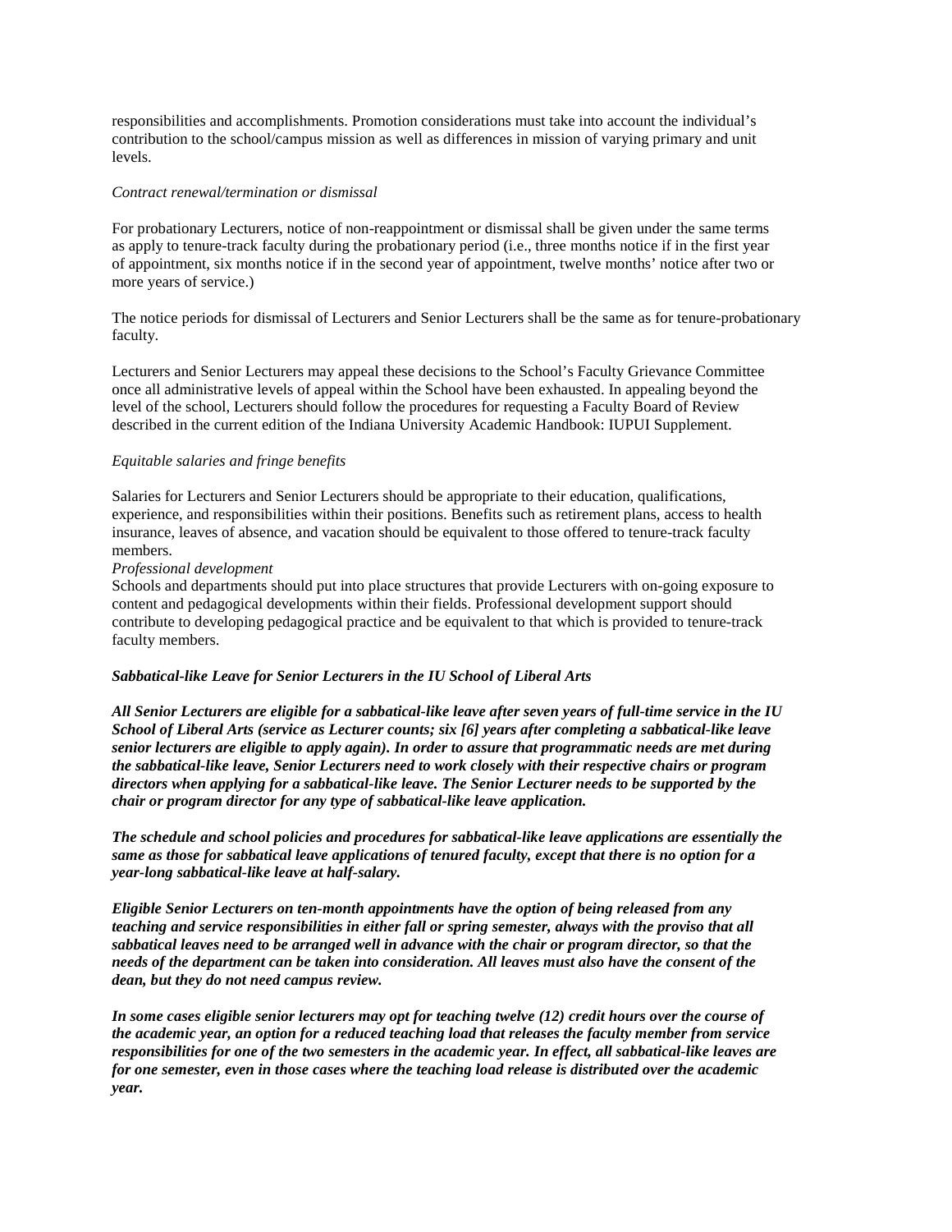responsibilities and accomplishments. Promotion considerations must take into account the individual's contribution to the school/campus mission as well as differences in mission of varying primary and unit levels.

*Contract renewal/termination or dismissal*

For probationary Lecturers, notice of non-reappointment or dismissal shall be given under the same terms as apply to tenure-track faculty during the probationary period (i.e., three months notice if in the first year of appointment, six months notice if in the second year of appointment, twelve months' notice after two or more years of service.)

The notice periods for dismissal of Lecturers and Senior Lecturers shall be the same as for tenure-probationary faculty.

Lecturers and Senior Lecturers may appeal these decisions to the School's Faculty Grievance Committee once all administrative levels of appeal within the School have been exhausted. In appealing beyond the level of the school, Lecturers should follow the procedures for requesting a Faculty Board of Review described in the current edition of the Indiana University Academic Handbook: IUPUI Supplement.

*Equitable salaries and fringe benefits*

Salaries for Lecturers and Senior Lecturers should be appropriate to their education, qualifications, experience, and responsibilities within their positions. Benefits such as retirement plans, access to health insurance, leaves of absence, and vacation should be equivalent to those offered to tenure-track faculty members.

*Professional development*

Schools and departments should put into place structures that provide Lecturers with on-going exposure to content and pedagogical developments within their fields. Professional development support should contribute to developing pedagogical practice and be equivalent to that which is provided to tenure-track faculty members.

***Sabbatical-like Leave for Senior Lecturers in the IU School of Liberal Arts***

***All Senior Lecturers are eligible for a sabbatical-like leave after seven years of full-time service in the IU School of Liberal Arts (service as Lecturer counts; six [6] years after completing a sabbatical-like leave senior lecturers are eligible to apply again). In order to assure that programmatic needs are met during the sabbatical-like leave, Senior Lecturers need to work closely with their respective chairs or program directors when applying for a sabbatical-like leave. The Senior Lecturer needs to be supported by the chair or program director for any type of sabbatical-like leave application.***

***The schedule and school policies and procedures for sabbatical-like leave applications are essentially the same as those for sabbatical leave applications of tenured faculty, except that there is no option for a year-long sabbatical-like leave at half-salary.***

***Eligible Senior Lecturers on ten-month appointments have the option of being released from any teaching and service responsibilities in either fall or spring semester, always with the proviso that all sabbatical leaves need to be arranged well in advance with the chair or program director, so that the needs of the department can be taken into consideration. All leaves must also have the consent of the dean, but they do not need campus review.***

***In some cases eligible senior lecturers may opt for teaching twelve (12) credit hours over the course of the academic year, an option for a reduced teaching load that releases the faculty member from service responsibilities for one of the two semesters in the academic year. In effect, all sabbatical-like leaves are for one semester, even in those cases where the teaching load release is distributed over the academic year.***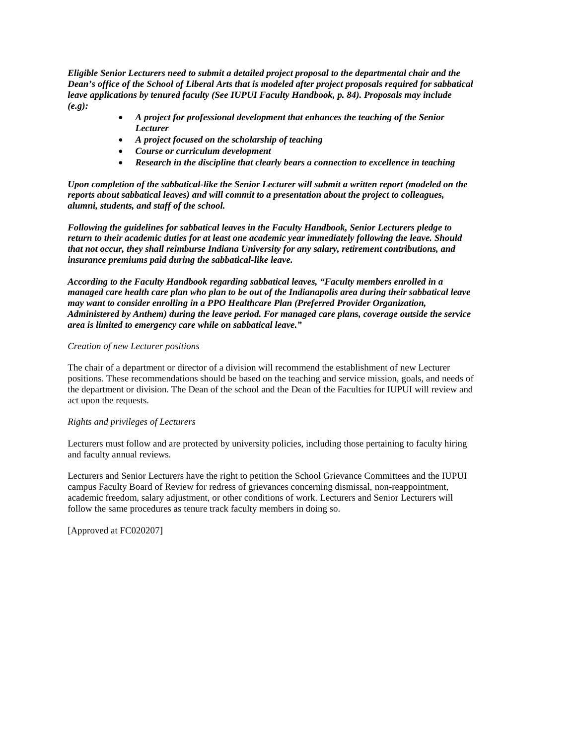***Eligible Senior Lecturers need to submit a detailed project proposal to the departmental chair and the Dean's office of the School of Liberal Arts that is modeled after project proposals required for sabbatical leave applications by tenured faculty (See IUPUI Faculty Handbook, p. 84). Proposals may include (e.g):***

- ***A project for professional development that enhances the teaching of the Senior Lecturer***
- ***A project focused on the scholarship of teaching***
- ***Course or curriculum development***
- ***Research in the discipline that clearly bears a connection to excellence in teaching***

***Upon completion of the sabbatical-like the Senior Lecturer will submit a written report (modeled on the reports about sabbatical leaves) and will commit to a presentation about the project to colleagues, alumni, students, and staff of the school.***

***Following the guidelines for sabbatical leaves in the Faculty Handbook, Senior Lecturers pledge to return to their academic duties for at least one academic year immediately following the leave. Should that not occur, they shall reimburse Indiana University for any salary, retirement contributions, and insurance premiums paid during the sabbatical-like leave.***

***According to the Faculty Handbook regarding sabbatical leaves, "Faculty members enrolled in a managed care health care plan who plan to be out of the Indianapolis area during their sabbatical leave may want to consider enrolling in a PPO Healthcare Plan (Preferred Provider Organization, Administered by Anthem) during the leave period. For managed care plans, coverage outside the service area is limited to emergency care while on sabbatical leave."***

*Creation of new Lecturer positions*

The chair of a department or director of a division will recommend the establishment of new Lecturer positions. These recommendations should be based on the teaching and service mission, goals, and needs of the department or division. The Dean of the school and the Dean of the Faculties for IUPUI will review and act upon the requests.

*Rights and privileges of Lecturers*

Lecturers must follow and are protected by university policies, including those pertaining to faculty hiring and faculty annual reviews.

Lecturers and Senior Lecturers have the right to petition the School Grievance Committees and the IUPUI campus Faculty Board of Review for redress of grievances concerning dismissal, non-reappointment, academic freedom, salary adjustment, or other conditions of work. Lecturers and Senior Lecturers will follow the same procedures as tenure track faculty members in doing so.

[Approved at FC020207]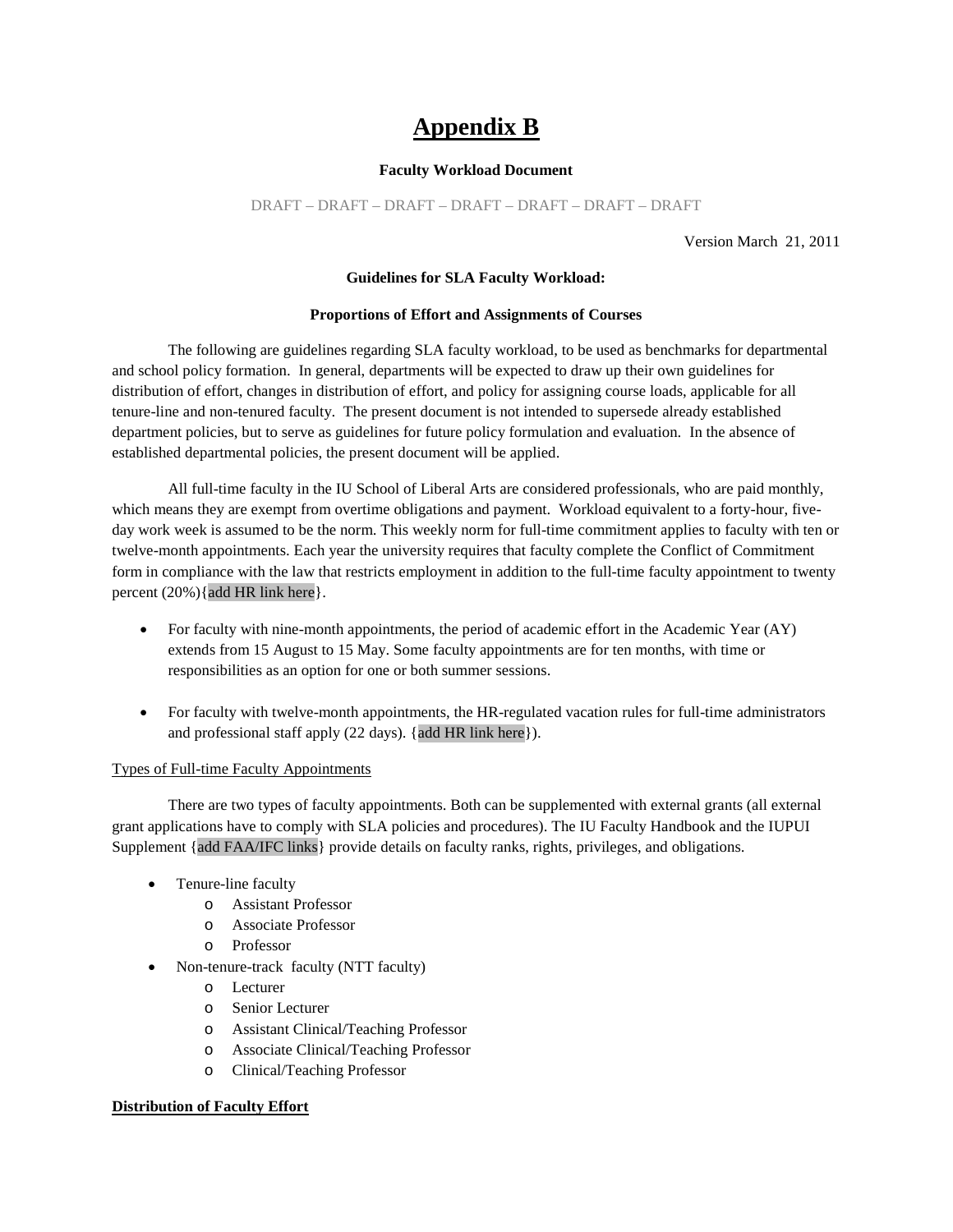# Appendix B

**Faculty Workload Document**

DRAFT – DRAFT – DRAFT – DRAFT – DRAFT – DRAFT – DRAFT

Version March 21, 2011

**Guidelines for SLA Faculty Workload:**

**Proportions of Effort and Assignments of Courses**

The following are guidelines regarding SLA faculty workload, to be used as benchmarks for departmental and school policy formation. In general, departments will be expected to draw up their own guidelines for distribution of effort, changes in distribution of effort, and policy for assigning course loads, applicable for all tenure-line and non-tenured faculty. The present document is not intended to supersede already established department policies, but to serve as guidelines for future policy formulation and evaluation. In the absence of established departmental policies, the present document will be applied.

All full-time faculty in the IU School of Liberal Arts are considered professionals, who are paid monthly, which means they are exempt from overtime obligations and payment. Workload equivalent to a forty-hour, five-day work week is assumed to be the norm. This weekly norm for full-time commitment applies to faculty with ten or twelve-month appointments. Each year the university requires that faculty complete the Conflict of Commitment form in compliance with the law that restricts employment in addition to the full-time faculty appointment to twenty percent (20%){add HR link here}.

- For faculty with nine-month appointments, the period of academic effort in the Academic Year (AY) extends from 15 August to 15 May. Some faculty appointments are for ten months, with time or responsibilities as an option for one or both summer sessions.

- For faculty with twelve-month appointments, the HR-regulated vacation rules for full-time administrators and professional staff apply (22 days). {add HR link here}).

Types of Full-time Faculty Appointments

There are two types of faculty appointments. Both can be supplemented with external grants (all external grant applications have to comply with SLA policies and procedures). The IU Faculty Handbook and the IUPUI Supplement {add FAA/IFC links} provide details on faculty ranks, rights, privileges, and obligations.

- Tenure-line faculty
  - Assistant Professor
  - Associate Professor
  - Professor
- Non-tenure-track faculty (NTT faculty)
  - Lecturer
  - Senior Lecturer
  - Assistant Clinical/Teaching Professor
  - Associate Clinical/Teaching Professor
  - Clinical/Teaching Professor

**Distribution of Faculty Effort**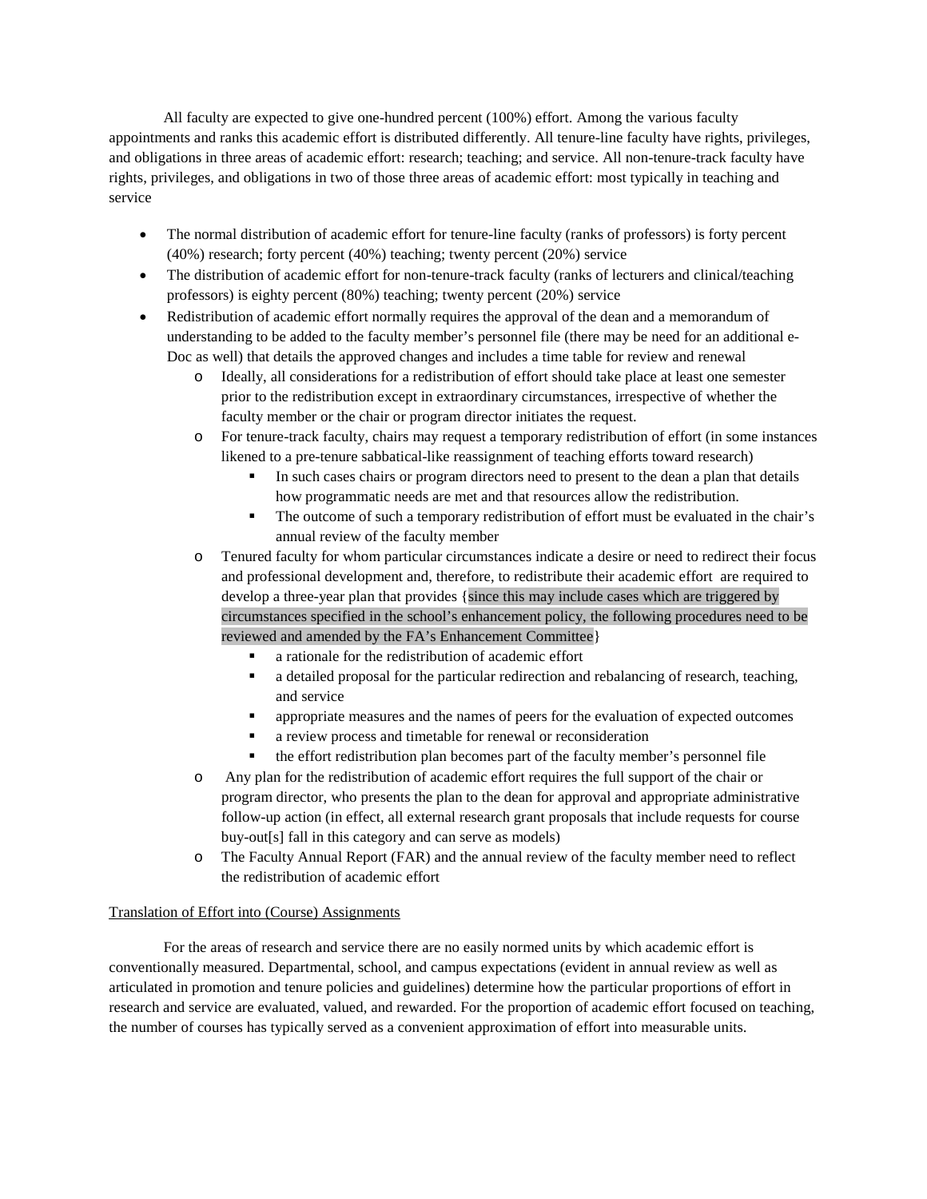All faculty are expected to give one-hundred percent (100%) effort. Among the various faculty appointments and ranks this academic effort is distributed differently. All tenure-line faculty have rights, privileges, and obligations in three areas of academic effort: research; teaching; and service. All non-tenure-track faculty have rights, privileges, and obligations in two of those three areas of academic effort: most typically in teaching and service

- The normal distribution of academic effort for tenure-line faculty (ranks of professors) is forty percent (40%) research; forty percent (40%) teaching; twenty percent (20%) service
- The distribution of academic effort for non-tenure-track faculty (ranks of lecturers and clinical/teaching professors) is eighty percent (80%) teaching; twenty percent (20%) service
- Redistribution of academic effort normally requires the approval of the dean and a memorandum of understanding to be added to the faculty member's personnel file (there may be need for an additional e-Doc as well) that details the approved changes and includes a time table for review and renewal
  - Ideally, all considerations for a redistribution of effort should take place at least one semester prior to the redistribution except in extraordinary circumstances, irrespective of whether the faculty member or the chair or program director initiates the request.
  - For tenure-track faculty, chairs may request a temporary redistribution of effort (in some instances likened to a pre-tenure sabbatical-like reassignment of teaching efforts toward research)
    - In such cases chairs or program directors need to present to the dean a plan that details how programmatic needs are met and that resources allow the redistribution.
    - The outcome of such a temporary redistribution of effort must be evaluated in the chair's annual review of the faculty member
  - Tenured faculty for whom particular circumstances indicate a desire or need to redirect their focus and professional development and, therefore, to redistribute their academic effort are required to develop a three-year plan that provides {since this may include cases which are triggered by circumstances specified in the school's enhancement policy, the following procedures need to be reviewed and amended by the FA's Enhancement Committee}
    - a rationale for the redistribution of academic effort
    - a detailed proposal for the particular redirection and rebalancing of research, teaching, and service
    - appropriate measures and the names of peers for the evaluation of expected outcomes
    - a review process and timetable for renewal or reconsideration
    - the effort redistribution plan becomes part of the faculty member's personnel file
  - Any plan for the redistribution of academic effort requires the full support of the chair or program director, who presents the plan to the dean for approval and appropriate administrative follow-up action (in effect, all external research grant proposals that include requests for course buy-out[s] fall in this category and can serve as models)
  - The Faculty Annual Report (FAR) and the annual review of the faculty member need to reflect the redistribution of academic effort

Translation of Effort into (Course) Assignments

For the areas of research and service there are no easily normed units by which academic effort is conventionally measured. Departmental, school, and campus expectations (evident in annual review as well as articulated in promotion and tenure policies and guidelines) determine how the particular proportions of effort in research and service are evaluated, valued, and rewarded. For the proportion of academic effort focused on teaching, the number of courses has typically served as a convenient approximation of effort into measurable units.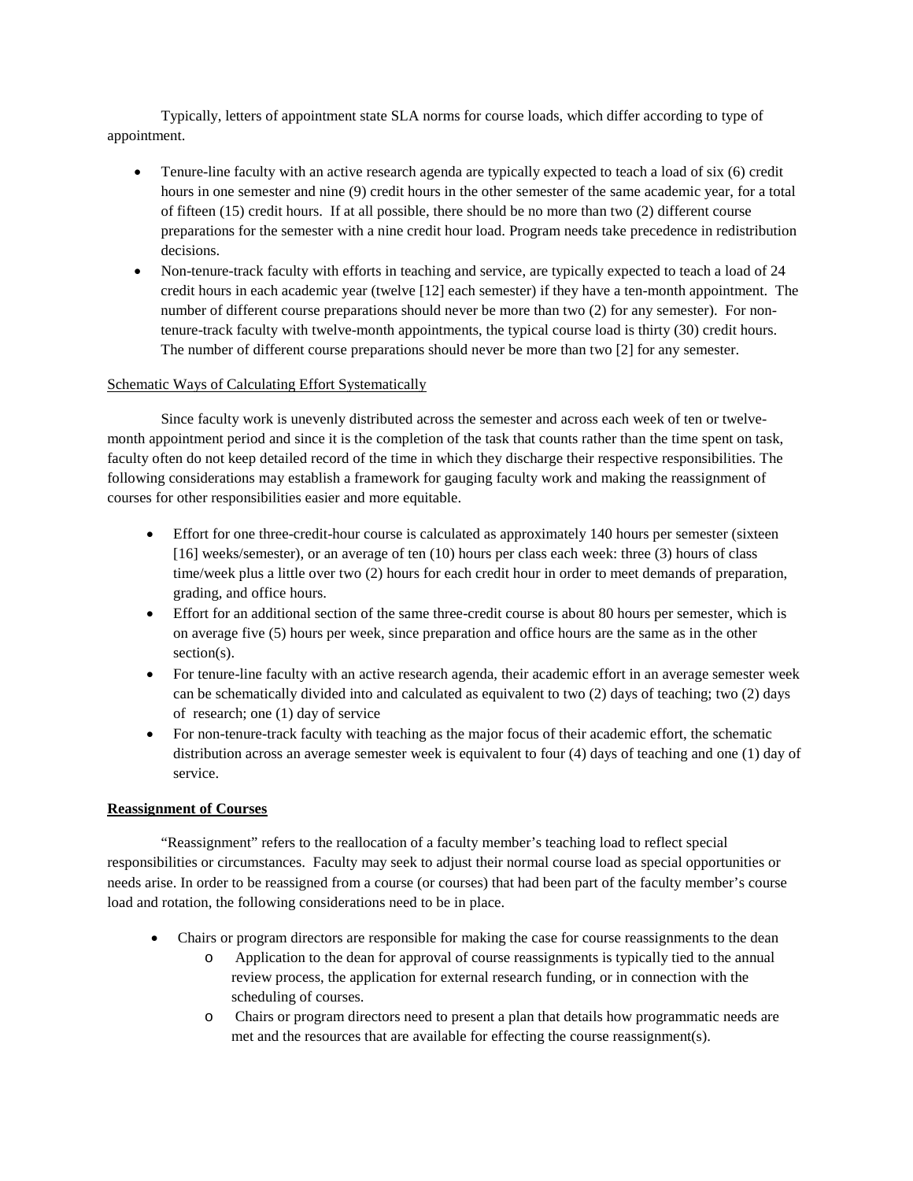Typically, letters of appointment state SLA norms for course loads, which differ according to type of appointment.

- Tenure-line faculty with an active research agenda are typically expected to teach a load of six (6) credit hours in one semester and nine (9) credit hours in the other semester of the same academic year, for a total of fifteen (15) credit hours. If at all possible, there should be no more than two (2) different course preparations for the semester with a nine credit hour load. Program needs take precedence in redistribution decisions.
- Non-tenure-track faculty with efforts in teaching and service, are typically expected to teach a load of 24 credit hours in each academic year (twelve [12] each semester) if they have a ten-month appointment. The number of different course preparations should never be more than two (2) for any semester). For non-tenure-track faculty with twelve-month appointments, the typical course load is thirty (30) credit hours. The number of different course preparations should never be more than two [2] for any semester.

<u>Schematic Ways of Calculating Effort Systematically</u>

Since faculty work is unevenly distributed across the semester and across each week of ten or twelve-month appointment period and since it is the completion of the task that counts rather than the time spent on task, faculty often do not keep detailed record of the time in which they discharge their respective responsibilities. The following considerations may establish a framework for gauging faculty work and making the reassignment of courses for other responsibilities easier and more equitable.

- Effort for one three-credit-hour course is calculated as approximately 140 hours per semester (sixteen [16] weeks/semester), or an average of ten (10) hours per class each week: three (3) hours of class time/week plus a little over two (2) hours for each credit hour in order to meet demands of preparation, grading, and office hours.
- Effort for an additional section of the same three-credit course is about 80 hours per semester, which is on average five (5) hours per week, since preparation and office hours are the same as in the other section(s).
- For tenure-line faculty with an active research agenda, their academic effort in an average semester week can be schematically divided into and calculated as equivalent to two (2) days of teaching; two (2) days of research; one (1) day of service
- For non-tenure-track faculty with teaching as the major focus of their academic effort, the schematic distribution across an average semester week is equivalent to four (4) days of teaching and one (1) day of service.

**<u>Reassignment of Courses</u>**

"Reassignment" refers to the reallocation of a faculty member's teaching load to reflect special responsibilities or circumstances. Faculty may seek to adjust their normal course load as special opportunities or needs arise. In order to be reassigned from a course (or courses) that had been part of the faculty member's course load and rotation, the following considerations need to be in place.

- Chairs or program directors are responsible for making the case for course reassignments to the dean
  - Application to the dean for approval of course reassignments is typically tied to the annual review process, the application for external research funding, or in connection with the scheduling of courses.
  - Chairs or program directors need to present a plan that details how programmatic needs are met and the resources that are available for effecting the course reassignment(s).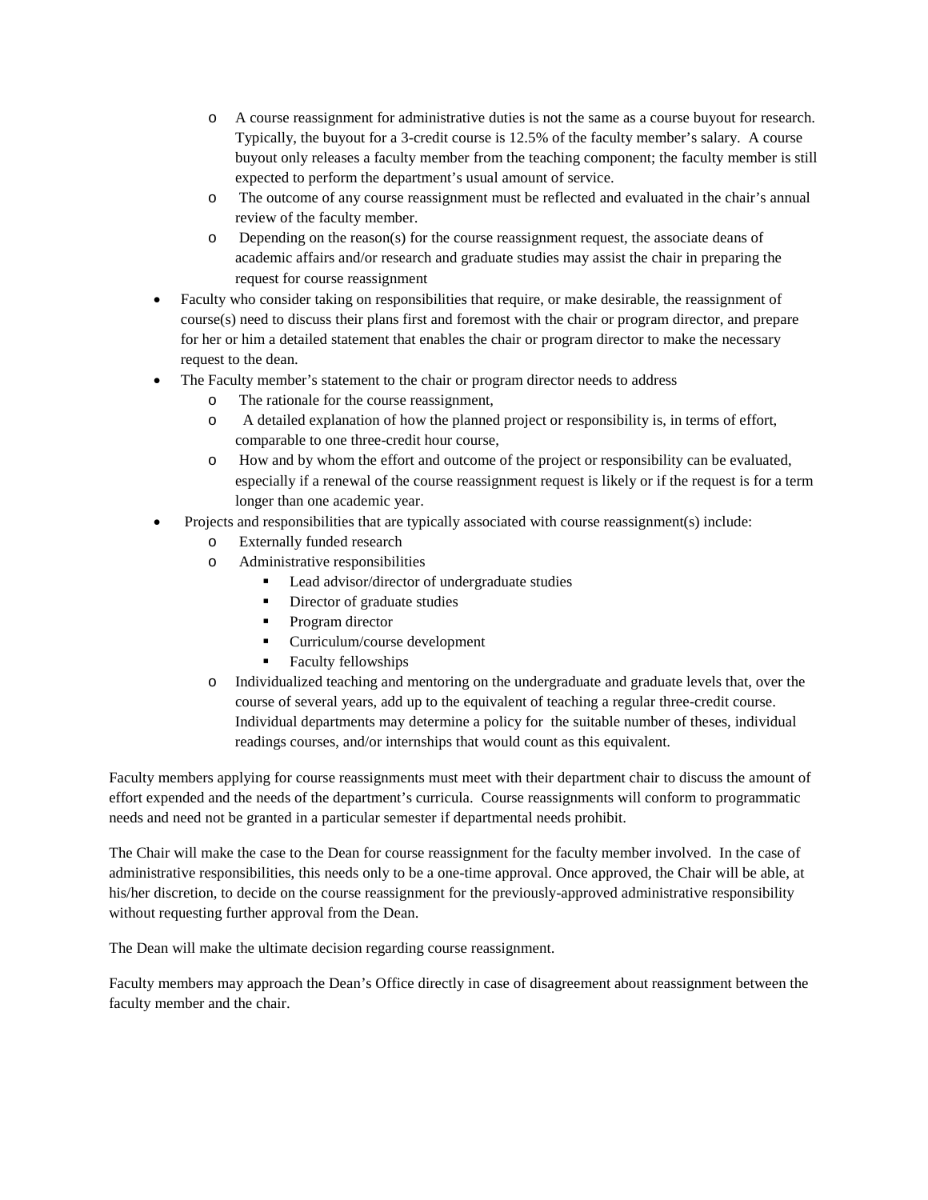- A course reassignment for administrative duties is not the same as a course buyout for research. Typically, the buyout for a 3-credit course is 12.5% of the faculty member's salary. A course buyout only releases a faculty member from the teaching component; the faculty member is still expected to perform the department's usual amount of service.
  - The outcome of any course reassignment must be reflected and evaluated in the chair's annual review of the faculty member.
  - Depending on the reason(s) for the course reassignment request, the associate deans of academic affairs and/or research and graduate studies may assist the chair in preparing the request for course reassignment
- Faculty who consider taking on responsibilities that require, or make desirable, the reassignment of course(s) need to discuss their plans first and foremost with the chair or program director, and prepare for her or him a detailed statement that enables the chair or program director to make the necessary request to the dean.
- The Faculty member's statement to the chair or program director needs to address
  - The rationale for the course reassignment,
  - A detailed explanation of how the planned project or responsibility is, in terms of effort, comparable to one three-credit hour course,
  - How and by whom the effort and outcome of the project or responsibility can be evaluated, especially if a renewal of the course reassignment request is likely or if the request is for a term longer than one academic year.
- Projects and responsibilities that are typically associated with course reassignment(s) include:
  - Externally funded research
  - Administrative responsibilities
    - Lead advisor/director of undergraduate studies
    - Director of graduate studies
    - Program director
    - Curriculum/course development
    - Faculty fellowships
  - Individualized teaching and mentoring on the undergraduate and graduate levels that, over the course of several years, add up to the equivalent of teaching a regular three-credit course. Individual departments may determine a policy for the suitable number of theses, individual readings courses, and/or internships that would count as this equivalent.

Faculty members applying for course reassignments must meet with their department chair to discuss the amount of effort expended and the needs of the department's curricula. Course reassignments will conform to programmatic needs and need not be granted in a particular semester if departmental needs prohibit.

The Chair will make the case to the Dean for course reassignment for the faculty member involved. In the case of administrative responsibilities, this needs only to be a one-time approval. Once approved, the Chair will be able, at his/her discretion, to decide on the course reassignment for the previously-approved administrative responsibility without requesting further approval from the Dean.

The Dean will make the ultimate decision regarding course reassignment.

Faculty members may approach the Dean's Office directly in case of disagreement about reassignment between the faculty member and the chair.